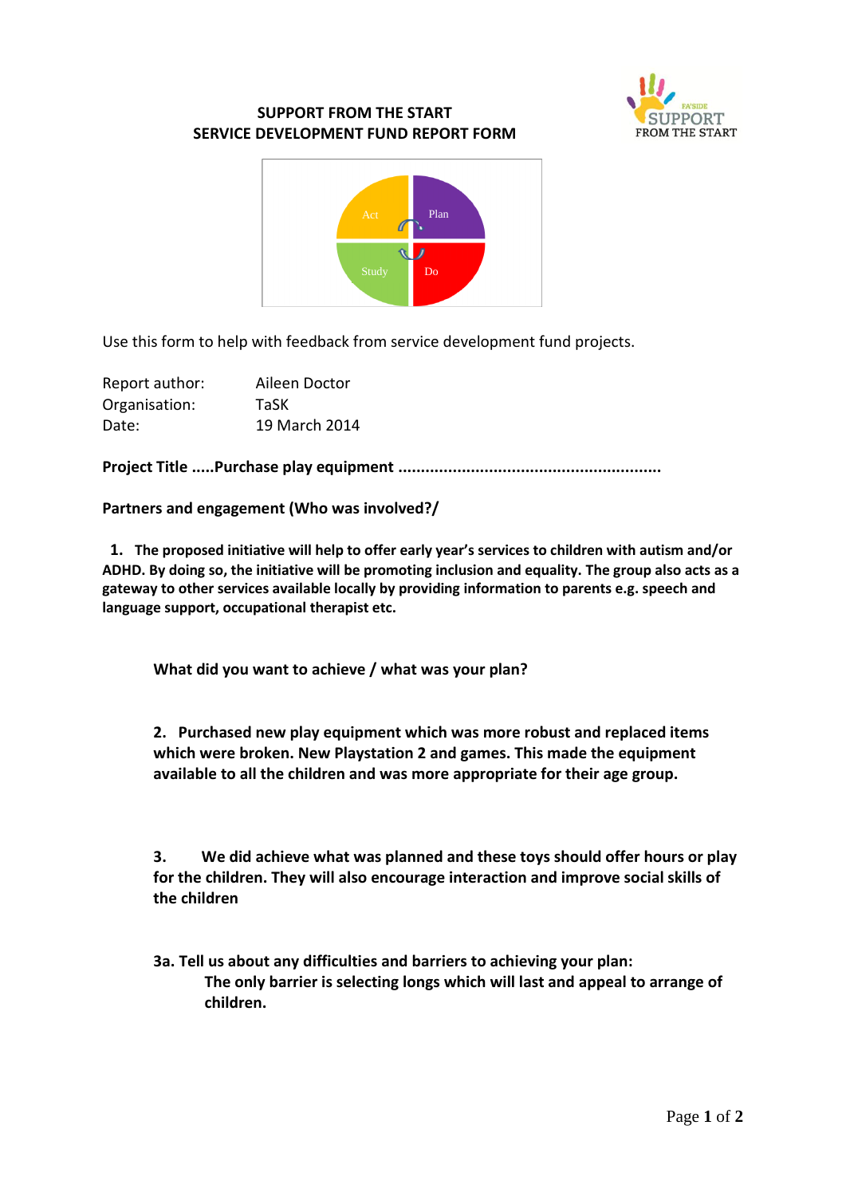## SUPPORT FROM THE START
## SERVICE DEVELOPMENT FUND REPORT FORM

Act | Plan | Study | Do

Use this form to help with feedback from service development fund projects.

Report author: Aileen Doctor
Organisation: TaSK
Date: 19 March 2014

**Project Title .....Purchase play equipment .........................................................**

**Partners and engagement (Who was involved?/**

**1. The proposed initiative will help to offer early year's services to children with autism and/or ADHD. By doing so, the initiative will be promoting inclusion and equality. The group also acts as a gateway to other services available locally by providing information to parents e.g. speech and language support, occupational therapist etc.**

**What did you want to achieve / what was your plan?**

**2. Purchased new play equipment which was more robust and replaced items which were broken. New Playstation 2 and games. This made the equipment available to all the children and was more appropriate for their age group.**

**3. We did achieve what was planned and these toys should offer hours or play for the children. They will also encourage interaction and improve social skills of the children**

**3a. Tell us about any difficulties and barriers to achieving your plan:**
**The only barrier is selecting longs which will last and appeal to arrange of children.**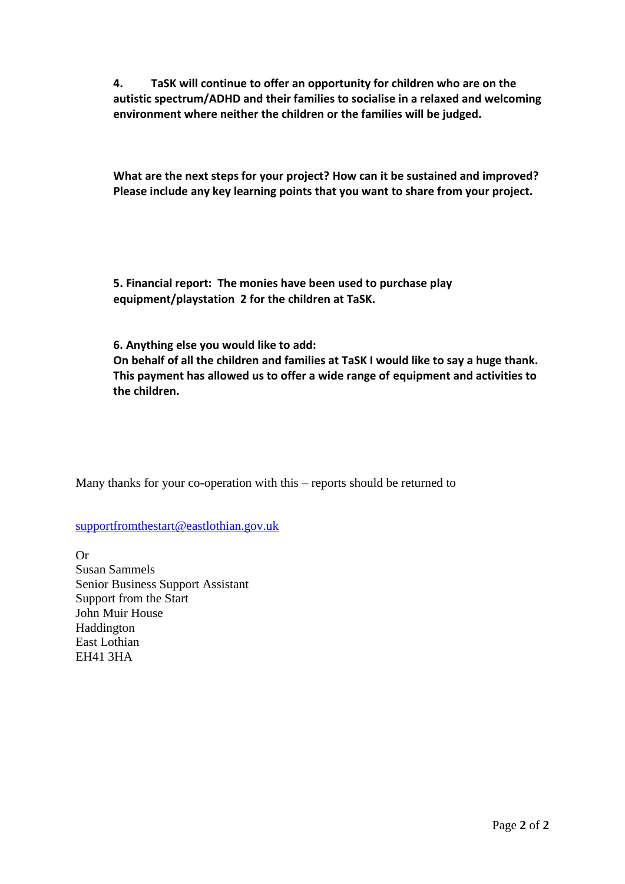**4. TaSK will continue to offer an opportunity for children who are on the autistic spectrum/ADHD and their families to socialise in a relaxed and welcoming environment where neither the children or the families will be judged.**

**What are the next steps for your project? How can it be sustained and improved? Please include any key learning points that you want to share from your project.**

**5. Financial report: The monies have been used to purchase play equipment/playstation 2 for the children at TaSK.**

**6. Anything else you would like to add:**
**On behalf of all the children and families at TaSK I would like to say a huge thank. This payment has allowed us to offer a wide range of equipment and activities to the children.**

Many thanks for your co-operation with this – reports should be returned to

supportfromthestart@eastlothian.gov.uk

Or
Susan Sammels
Senior Business Support Assistant
Support from the Start
John Muir House
Haddington
East Lothian
EH41 3HA